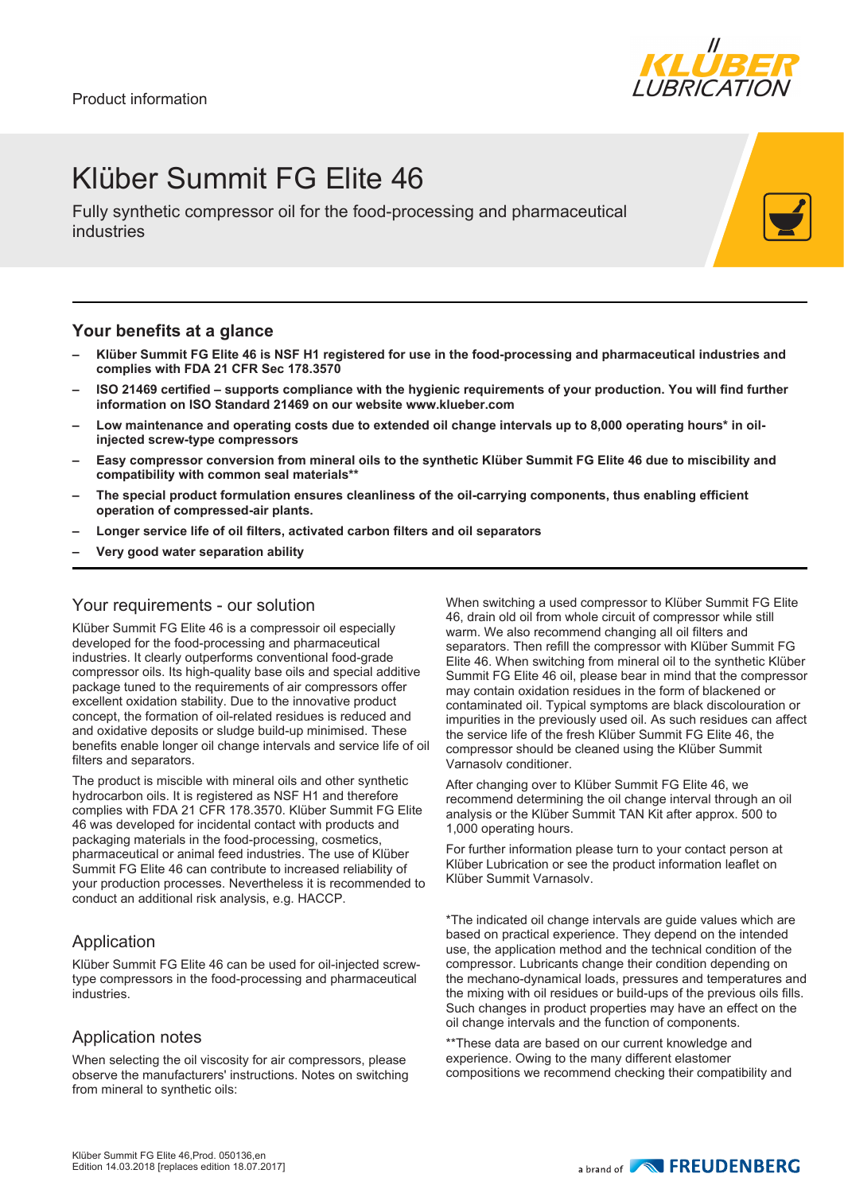Product information

# Klüber Summit FG Elite 46

Fully synthetic compressor oil for the food-processing and pharmaceutical industries

## Your benefits at a glance

- **Klüber Summit FG Elite 46 is NSF H1 registered for use in the food-processing and pharmaceutical industries and complies with FDA 21 CFR Sec 178.3570**
- **ISO 21469 certified – supports compliance with the hygienic requirements of your production. You will find further information on ISO Standard 21469 on our website www.klueber.com**
- **Low maintenance and operating costs due to extended oil change intervals up to 8,000 operating hours* in oil-injected screw-type compressors**
- **Easy compressor conversion from mineral oils to the synthetic Klüber Summit FG Elite 46 due to miscibility and compatibility with common seal materials****
- **The special product formulation ensures cleanliness of the oil-carrying components, thus enabling efficient operation of compressed-air plants.**
- **Longer service life of oil filters, activated carbon filters and oil separators**
- **Very good water separation ability**

## Your requirements - our solution

Klüber Summit FG Elite 46 is a compressoir oil especially developed for the food-processing and pharmaceutical industries. It clearly outperforms conventional food-grade compressor oils. Its high-quality base oils and special additive package tuned to the requirements of air compressors offer excellent oxidation stability. Due to the innovative product concept, the formation of oil-related residues is reduced and and oxidative deposits or sludge build-up minimised. These benefits enable longer oil change intervals and service life of oil filters and separators.

The product is miscible with mineral oils and other synthetic hydrocarbon oils. It is registered as NSF H1 and therefore complies with FDA 21 CFR 178.3570. Klüber Summit FG Elite 46 was developed for incidental contact with products and packaging materials in the food-processing, cosmetics, pharmaceutical or animal feed industries. The use of Klüber Summit FG Elite 46 can contribute to increased reliability of your production processes. Nevertheless it is recommended to conduct an additional risk analysis, e.g. HACCP.

## Application

Klüber Summit FG Elite 46 can be used for oil-injected screw-type compressors in the food-processing and pharmaceutical industries.

## Application notes

When selecting the oil viscosity for air compressors, please observe the manufacturers' instructions. Notes on switching from mineral to synthetic oils:

When switching a used compressor to Klüber Summit FG Elite 46, drain old oil from whole circuit of compressor while still warm. We also recommend changing all oil filters and separators. Then refill the compressor with Klüber Summit FG Elite 46. When switching from mineral oil to the synthetic Klüber Summit FG Elite 46 oil, please bear in mind that the compressor may contain oxidation residues in the form of blackened or contaminated oil. Typical symptoms are black discolouration or impurities in the previously used oil. As such residues can affect the service life of the fresh Klüber Summit FG Elite 46, the compressor should be cleaned using the Klüber Summit Varnasolv conditioner.

After changing over to Klüber Summit FG Elite 46, we recommend determining the oil change interval through an oil analysis or the Klüber Summit TAN Kit after approx. 500 to 1,000 operating hours.

For further information please turn to your contact person at Klüber Lubrication or see the product information leaflet on Klüber Summit Varnasolv.

*The indicated oil change intervals are guide values which are based on practical experience. They depend on the intended use, the application method and the technical condition of the compressor. Lubricants change their condition depending on the mechano-dynamical loads, pressures and temperatures and the mixing with oil residues or build-ups of the previous oils fills. Such changes in product properties may have an effect on the oil change intervals and the function of components.

**These data are based on our current knowledge and experience. Owing to the many different elastomer compositions we recommend checking their compatibility and

Klüber Summit FG Elite 46,Prod. 050136,en
Edition 14.03.2018 [replaces edition 18.07.2017]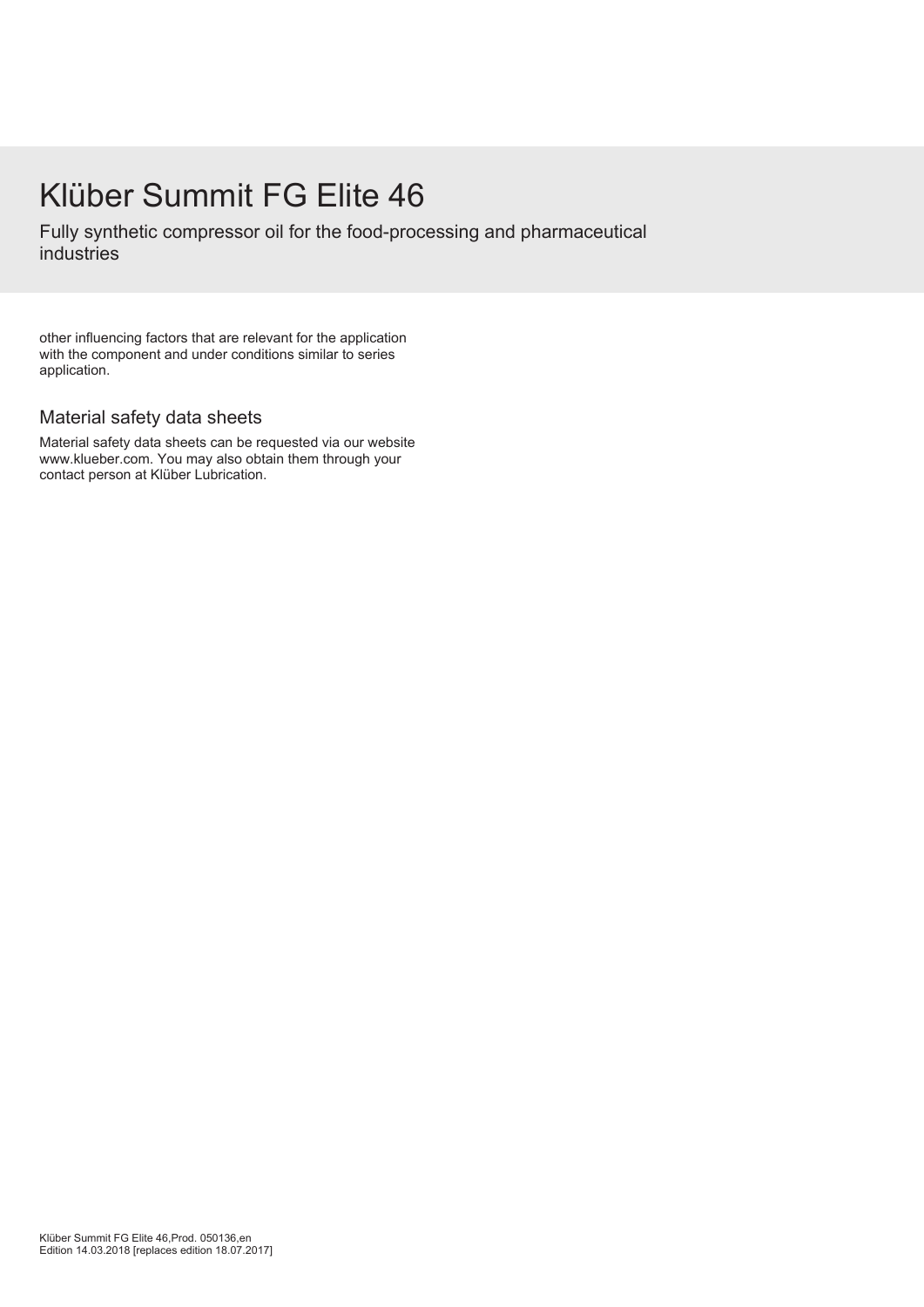# Klüber Summit FG Elite 46

Fully synthetic compressor oil for the food-processing and pharmaceutical industries

other influencing factors that are relevant for the application with the component and under conditions similar to series application.

## Material safety data sheets

Material safety data sheets can be requested via our website www.klueber.com. You may also obtain them through your contact person at Klüber Lubrication.

Klüber Summit FG Elite 46,Prod. 050136,en
Edition 14.03.2018 [replaces edition 18.07.2017]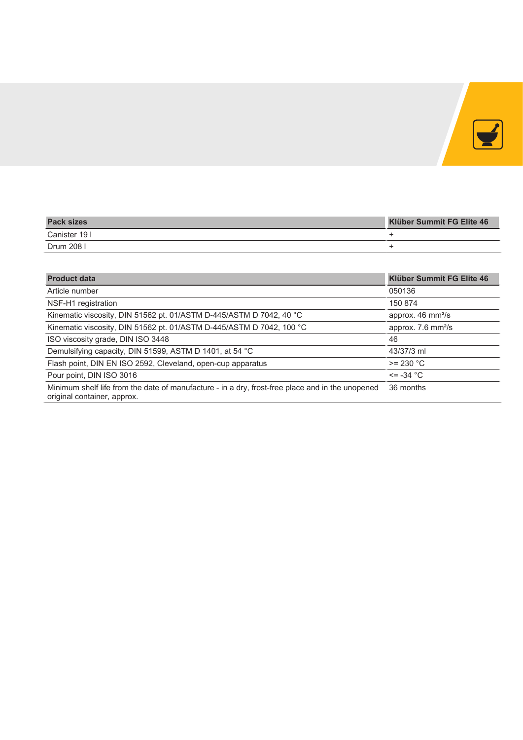| Pack sizes | Klüber Summit FG Elite 46 |
| --- | --- |
| Canister 19 l | + |
| Drum 208 l | + |

| Product data | Klüber Summit FG Elite 46 |
| --- | --- |
| Article number | 050136 |
| NSF-H1 registration | 150 874 |
| Kinematic viscosity, DIN 51562 pt. 01/ASTM D-445/ASTM D 7042, 40 °C | approx. 46 mm²/s |
| Kinematic viscosity, DIN 51562 pt. 01/ASTM D-445/ASTM D 7042, 100 °C | approx. 7.6 mm²/s |
| ISO viscosity grade, DIN ISO 3448 | 46 |
| Demulsifying capacity, DIN 51599, ASTM D 1401, at 54 °C | 43/37/3 ml |
| Flash point, DIN EN ISO 2592, Cleveland, open-cup apparatus | >= 230 °C |
| Pour point, DIN ISO 3016 | <= -34 °C |
| Minimum shelf life from the date of manufacture - in a dry, frost-free place and in the unopened original container, approx. | 36 months |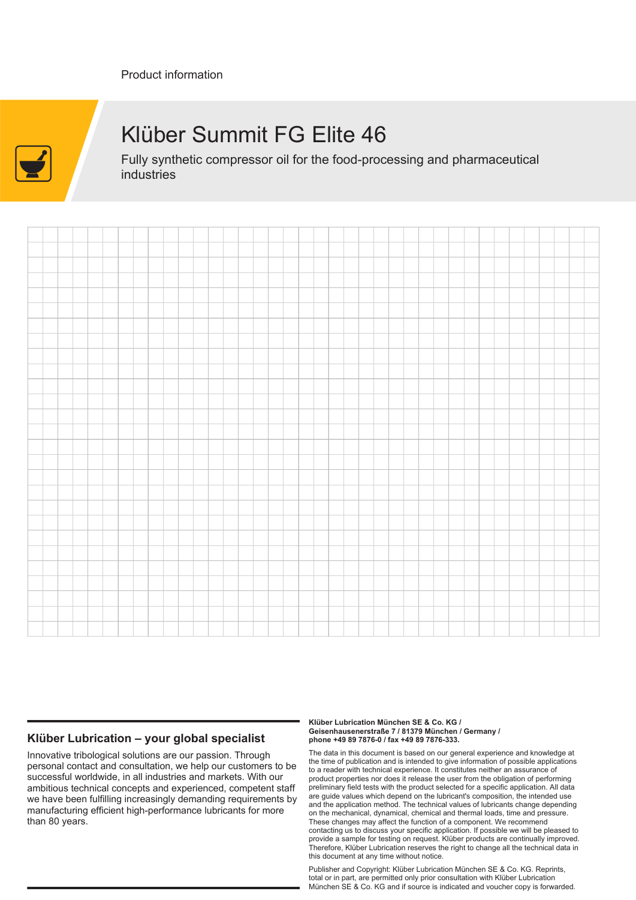Product information

# Klüber Summit FG Elite 46

Fully synthetic compressor oil for the food-processing and pharmaceutical industries

## Klüber Lubrication – your global specialist

Innovative tribological solutions are our passion. Through personal contact and consultation, we help our customers to be successful worldwide, in all industries and markets. With our ambitious technical concepts and experienced, competent staff we have been fulfilling increasingly demanding requirements by manufacturing efficient high-performance lubricants for more than 80 years.

**Klüber Lubrication München SE & Co. KG / Geisenhausenerstraße 7 / 81379 München / Germany / phone +49 89 7876-0 / fax +49 89 7876-333.**

The data in this document is based on our general experience and knowledge at the time of publication and is intended to give information of possible applications to a reader with technical experience. It constitutes neither an assurance of product properties nor does it release the user from the obligation of performing preliminary field tests with the product selected for a specific application. All data are guide values which depend on the lubricant's composition, the intended use and the application method. The technical values of lubricants change depending on the mechanical, dynamical, chemical and thermal loads, time and pressure. These changes may affect the function of a component. We recommend contacting us to discuss your specific application. If possible we will be pleased to provide a sample for testing on request. Klüber products are continually improved. Therefore, Klüber Lubrication reserves the right to change all the technical data in this document at any time without notice.

Publisher and Copyright: Klüber Lubrication München SE & Co. KG. Reprints, total or in part, are permitted only prior consultation with Klüber Lubrication München SE & Co. KG and if source is indicated and voucher copy is forwarded.